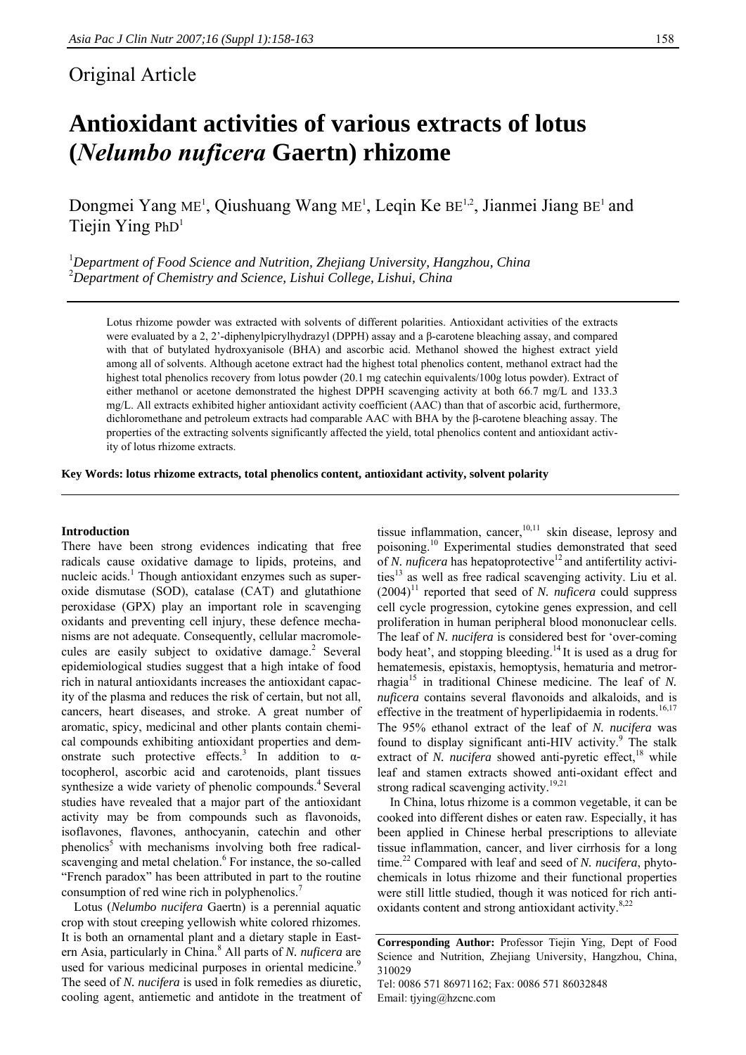Original Article

# Antioxidant activities of various extracts of lotus (*Nelumbo nuficera* Gaertn) rhizome

Dongmei Yang ME[1], Qiushuang Wang ME[1], Leqin Ke BE[1,2], Jianmei Jiang BE[1] and Tiejin Ying PhD[1]

[1]*Department of Food Science and Nutrition, Zhejiang University, Hangzhou, China*
[2]*Department of Chemistry and Science, Lishui College, Lishui, China*

Lotus rhizome powder was extracted with solvents of different polarities. Antioxidant activities of the extracts were evaluated by a 2, 2'-diphenylpicrylhydrazyl (DPPH) assay and a β-carotene bleaching assay, and compared with that of butylated hydroxyanisole (BHA) and ascorbic acid. Methanol showed the highest extract yield among all of solvents. Although acetone extract had the highest total phenolics content, methanol extract had the highest total phenolics recovery from lotus powder (20.1 mg catechin equivalents/100g lotus powder). Extract of either methanol or acetone demonstrated the highest DPPH scavenging activity at both 66.7 mg/L and 133.3 mg/L. All extracts exhibited higher antioxidant activity coefficient (AAC) than that of ascorbic acid, furthermore, dichloromethane and petroleum extracts had comparable AAC with BHA by the β-carotene bleaching assay. The properties of the extracting solvents significantly affected the yield, total phenolics content and antioxidant activity of lotus rhizome extracts.

**Key Words: lotus rhizome extracts, total phenolics content, antioxidant activity, solvent polarity**

## Introduction

There have been strong evidences indicating that free radicals cause oxidative damage to lipids, proteins, and nucleic acids.[1] Though antioxidant enzymes such as superoxide dismutase (SOD), catalase (CAT) and glutathione peroxidase (GPX) play an important role in scavenging oxidants and preventing cell injury, these defence mechanisms are not adequate. Consequently, cellular macromolecules are easily subject to oxidative damage.[2] Several epidemiological studies suggest that a high intake of food rich in natural antioxidants increases the antioxidant capacity of the plasma and reduces the risk of certain, but not all, cancers, heart diseases, and stroke. A great number of aromatic, spicy, medicinal and other plants contain chemical compounds exhibiting antioxidant properties and demonstrate such protective effects.[3] In addition to α-tocopherol, ascorbic acid and carotenoids, plant tissues synthesize a wide variety of phenolic compounds.[4] Several studies have revealed that a major part of the antioxidant activity may be from compounds such as flavonoids, isoflavones, flavones, anthocyanin, catechin and other phenolics[5] with mechanisms involving both free radical-scavenging and metal chelation.[6] For instance, the so-called "French paradox" has been attributed in part to the routine consumption of red wine rich in polyphenolics.[7]

Lotus (*Nelumbo nucifera* Gaertn) is a perennial aquatic crop with stout creeping yellowish white colored rhizomes. It is both an ornamental plant and a dietary staple in Eastern Asia, particularly in China.[8] All parts of *N. nuficera* are used for various medicinal purposes in oriental medicine.[9] The seed of *N. nucifera* is used in folk remedies as diuretic, cooling agent, antiemetic and antidote in the treatment of tissue inflammation, cancer,[10,11] skin disease, leprosy and poisoning.[10] Experimental studies demonstrated that seed of *N. nuficera* has hepatoprotective[12] and antifertility activities[13] as well as free radical scavenging activity. Liu et al. (2004)[11] reported that seed of *N. nuficera* could suppress cell cycle progression, cytokine genes expression, and cell proliferation in human peripheral blood mononuclear cells. The leaf of *N. nucifera* is considered best for 'over-coming body heat', and stopping bleeding.[14] It is used as a drug for hematemesis, epistaxis, hemoptysis, hematuria and metrorrhagia[15] in traditional Chinese medicine. The leaf of *N. nuficera* contains several flavonoids and alkaloids, and is effective in the treatment of hyperlipidaemia in rodents.[16,17] The 95% ethanol extract of the leaf of *N. nucifera* was found to display significant anti-HIV activity.[9] The stalk extract of *N. nucifera* showed anti-pyretic effect,[18] while leaf and stamen extracts showed anti-oxidant effect and strong radical scavenging activity.[19,21]

In China, lotus rhizome is a common vegetable, it can be cooked into different dishes or eaten raw. Especially, it has been applied in Chinese herbal prescriptions to alleviate tissue inflammation, cancer, and liver cirrhosis for a long time.[22] Compared with leaf and seed of *N. nucifera*, phytochemicals in lotus rhizome and their functional properties were still little studied, though it was noticed for rich antioxidants content and strong antioxidant activity.[8,22]

**Corresponding Author:** Professor Tiejin Ying, Dept of Food Science and Nutrition, Zhejiang University, Hangzhou, China, 310029
Tel: 0086 571 86971162; Fax: 0086 571 86032848
Email: tjying@hzcnc.com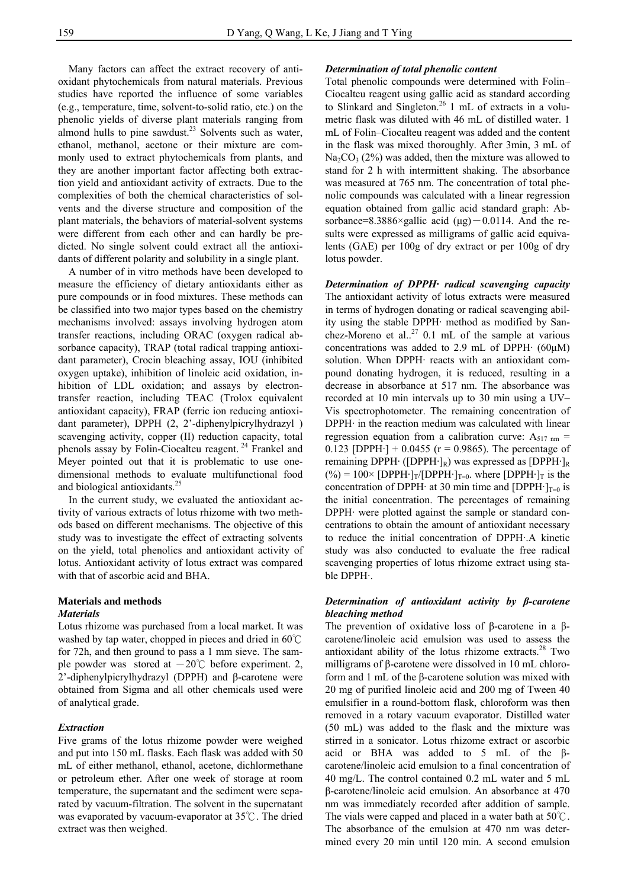Many factors can affect the extract recovery of antioxidant phytochemicals from natural materials. Previous studies have reported the influence of some variables (e.g., temperature, time, solvent-to-solid ratio, etc.) on the phenolic yields of diverse plant materials ranging from almond hulls to pine sawdust.[23] Solvents such as water, ethanol, methanol, acetone or their mixture are commonly used to extract phytochemicals from plants, and they are another important factor affecting both extraction yield and antioxidant activity of extracts. Due to the complexities of both the chemical characteristics of solvents and the diverse structure and composition of the plant materials, the behaviors of material-solvent systems were different from each other and can hardly be predicted. No single solvent could extract all the antioxidants of different polarity and solubility in a single plant.

A number of in vitro methods have been developed to measure the efficiency of dietary antioxidants either as pure compounds or in food mixtures. These methods can be classified into two major types based on the chemistry mechanisms involved: assays involving hydrogen atom transfer reactions, including ORAC (oxygen radical absorbance capacity), TRAP (total radical trapping antioxidant parameter), Crocin bleaching assay, IOU (inhibited oxygen uptake), inhibition of linoleic acid oxidation, inhibition of LDL oxidation; and assays by electron-transfer reaction, including TEAC (Trolox equivalent antioxidant capacity), FRAP (ferric ion reducing antioxidant parameter), DPPH (2, 2'-diphenylpicrylhydrazyl ) scavenging activity, copper (II) reduction capacity, total phenols assay by Folin-Ciocalteu reagent.[24] Frankel and Meyer pointed out that it is problematic to use one-dimensional methods to evaluate multifunctional food and biological antioxidants.[25]

In the current study, we evaluated the antioxidant activity of various extracts of lotus rhizome with two methods based on different mechanisms. The objective of this study was to investigate the effect of extracting solvents on the yield, total phenolics and antioxidant activity of lotus. Antioxidant activity of lotus extract was compared with that of ascorbic acid and BHA.

## Materials and methods

### *Materials*

Lotus rhizome was purchased from a local market. It was washed by tap water, chopped in pieces and dried in 60℃ for 72h, and then ground to pass a 1 mm sieve. The sample powder was stored at －20℃ before experiment. 2, 2'-diphenylpicrylhydrazyl (DPPH) and β-carotene were obtained from Sigma and all other chemicals used were of analytical grade.

### *Extraction*

Five grams of the lotus rhizome powder were weighed and put into 150 mL flasks. Each flask was added with 50 mL of either methanol, ethanol, acetone, dichlormethane or petroleum ether. After one week of storage at room temperature, the supernatant and the sediment were separated by vacuum-filtration. The solvent in the supernatant was evaporated by vacuum-evaporator at 35℃. The dried extract was then weighed.

### *Determination of total phenolic content*

Total phenolic compounds were determined with Folin–Ciocalteu reagent using gallic acid as standard according to Slinkard and Singleton.[26] 1 mL of extracts in a volumetric flask was diluted with 46 mL of distilled water. 1 mL of Folin–Ciocalteu reagent was added and the content in the flask was mixed thoroughly. After 3min, 3 mL of $Na_2CO_3$ (2%) was added, then the mixture was allowed to stand for 2 h with intermittent shaking. The absorbance was measured at 765 nm. The concentration of total phenolic compounds was calculated with a linear regression equation obtained from gallic acid standard graph: Absorbance=8.3886×gallic acid (μg)－0.0114. And the results were expressed as milligrams of gallic acid equivalents (GAE) per 100g of dry extract or per 100g of dry lotus powder.

### *Determination of DPPH· radical scavenging capacity*

The antioxidant activity of lotus extracts were measured in terms of hydrogen donating or radical scavenging ability using the stable DPPH· method as modified by Sanchez-Moreno et al..[27] 0.1 mL of the sample at various concentrations was added to 2.9 mL of DPPH· (60μM) solution. When DPPH· reacts with an antioxidant compound donating hydrogen, it is reduced, resulting in a decrease in absorbance at 517 nm. The absorbance was recorded at 10 min intervals up to 30 min using a UV–Vis spectrophotometer. The remaining concentration of DPPH· in the reaction medium was calculated with linear regression equation from a calibration curve: $A_{517\ nm}$ = 0.123 [DPPH·] + 0.0455 (r = 0.9865). The percentage of remaining DPPH· ($[DPPH\cdot]_R$) was expressed as $[DPPH\cdot]_R$ (%) = 100× $[DPPH\cdot]_T/[DPPH\cdot]_{T=0}$. where $[DPPH\cdot]_T$ is the concentration of DPPH· at 30 min time and $[DPPH\cdot]_{T=0}$ is the initial concentration. The percentages of remaining DPPH· were plotted against the sample or standard concentrations to obtain the amount of antioxidant necessary to reduce the initial concentration of DPPH·.A kinetic study was also conducted to evaluate the free radical scavenging properties of lotus rhizome extract using stable DPPH·.

### *Determination of antioxidant activity by β-carotene bleaching method*

The prevention of oxidative loss of β-carotene in a β-carotene/linoleic acid emulsion was used to assess the antioxidant ability of the lotus rhizome extracts.[28] Two milligrams of β-carotene were dissolved in 10 mL chloroform and 1 mL of the β-carotene solution was mixed with 20 mg of purified linoleic acid and 200 mg of Tween 40 emulsifier in a round-bottom flask, chloroform was then removed in a rotary vacuum evaporator. Distilled water (50 mL) was added to the flask and the mixture was stirred in a sonicator. Lotus rhizome extract or ascorbic acid or BHA was added to 5 mL of the β-carotene/linoleic acid emulsion to a final concentration of 40 mg/L. The control contained 0.2 mL water and 5 mL β-carotene/linoleic acid emulsion. An absorbance at 470 nm was immediately recorded after addition of sample. The vials were capped and placed in a water bath at 50℃. The absorbance of the emulsion at 470 nm was determined every 20 min until 120 min. A second emulsion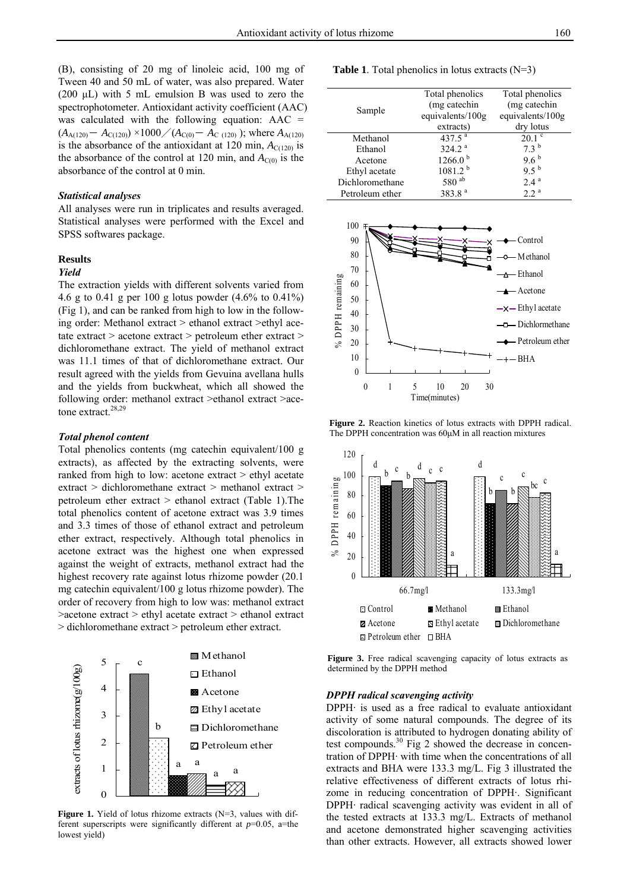(B), consisting of 20 mg of linoleic acid, 100 mg of Tween 40 and 50 mL of water, was also prepared. Water (200 μL) with 5 mL emulsion B was used to zero the spectrophotometer. Antioxidant activity coefficient (AAC) was calculated with the following equation: $AAC = (A_{A(120)} - A_{C(120)}) \times 1000 / (A_{C(0)} - A_{C(120)})$; where $A_{A(120)}$ is the absorbance of the antioxidant at 120 min, $A_{C(120)}$ is the absorbance of the control at 120 min, and $A_{C(0)}$ is the absorbance of the control at 0 min.

### *Statistical analyses*

All analyses were run in triplicates and results averaged. Statistical analyses were performed with the Excel and SPSS softwares package.

## Results

### *Yield*

The extraction yields with different solvents varied from 4.6 g to 0.41 g per 100 g lotus powder (4.6% to 0.41%) (Fig 1), and can be ranked from high to low in the following order: Methanol extract > ethanol extract >ethyl acetate extract > acetone extract > petroleum ether extract > dichloromethane extract. The yield of methanol extract was 11.1 times of that of dichloromethane extract. Our result agreed with the yields from Gevuina avellana hulls and the yields from buckwheat, which all showed the following order: methanol extract >ethanol extract >acetone extract.[28,29]

### *Total phenol content*

Total phenolics contents (mg catechin equivalent/100 g extracts), as affected by the extracting solvents, were ranked from high to low: acetone extract > ethyl acetate extract > dichloromethane extract > methanol extract > petroleum ether extract > ethanol extract (Table 1).The total phenolics content of acetone extract was 3.9 times and 3.3 times of those of ethanol extract and petroleum ether extract, respectively. Although total phenolics in acetone extract was the highest one when expressed against the weight of extracts, methanol extract had the highest recovery rate against lotus rhizome powder (20.1 mg catechin equivalent/100 g lotus rhizome powder). The order of recovery from high to low was: methanol extract >acetone extract > ethyl acetate extract > ethanol extract > dichloromethane extract > petroleum ether extract.

**Figure 1.** Yield of lotus rhizome extracts (N=3, values with different superscripts were significantly different at $p$=0.05, a=the lowest yield)

**Table 1**. Total phenolics in lotus extracts (N=3)

| Sample | Total phenolics (mg catechin equivalents/100g extracts) | Total phenolics (mg catechin equivalents/100g dry lotus |
|---|---|---|
| Methanol | 437.5 [a] | 20.1 [c] |
| Ethanol | 324.2 [a] | 7.3 [b] |
| Acetone | 1266.0 [b] | 9.6 [b] |
| Ethyl acetate | 1081.2 [b] | 9.5 [b] |
| Dichloromethane | 580 [ab] | 2.4 [a] |
| Petroleum ether | 383.8 [a] | 2.2 [a] |

**Figure 2.** Reaction kinetics of lotus extracts with DPPH radical. The DPPH concentration was 60μM in all reaction mixtures

**Figure 3.** Free radical scavenging capacity of lotus extracts as determined by the DPPH method

### *DPPH radical scavenging activity*

DPPH· is used as a free radical to evaluate antioxidant activity of some natural compounds. The degree of its discoloration is attributed to hydrogen donating ability of test compounds.[30] Fig 2 showed the decrease in concentration of DPPH· with time when the concentrations of all extracts and BHA were 133.3 mg/L. Fig 3 illustrated the relative effectiveness of different extracts of lotus rhizome in reducing concentration of DPPH·. Significant DPPH· radical scavenging activity was evident in all of the tested extracts at 133.3 mg/L. Extracts of methanol and acetone demonstrated higher scavenging activities than other extracts. However, all extracts showed lower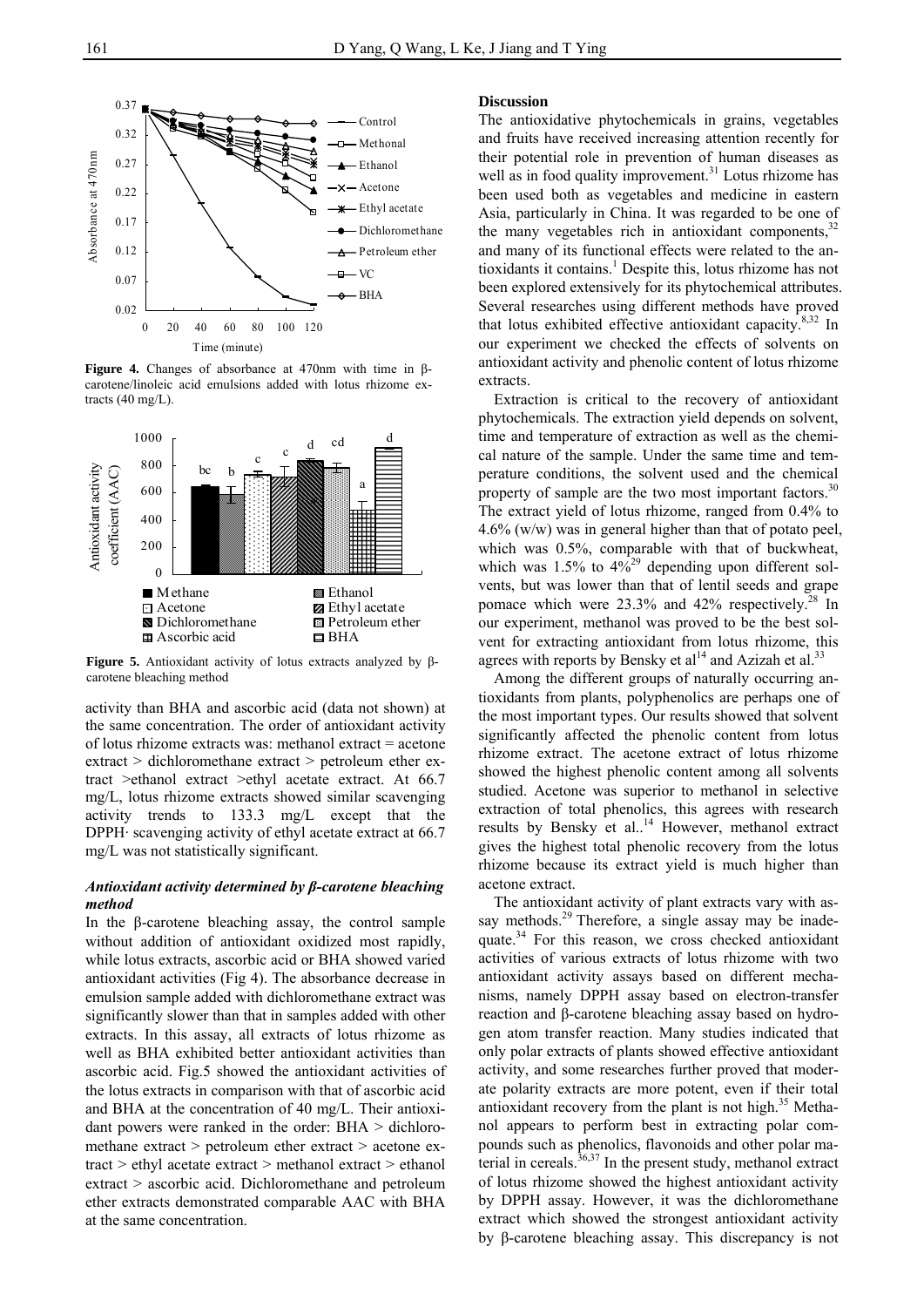**Figure 4.** Changes of absorbance at 470nm with time in β-carotene/linoleic acid emulsions added with lotus rhizome extracts (40 mg/L).

**Figure 5.** Antioxidant activity of lotus extracts analyzed by β-carotene bleaching method

activity than BHA and ascorbic acid (data not shown) at the same concentration. The order of antioxidant activity of lotus rhizome extracts was: methanol extract = acetone extract > dichloromethane extract > petroleum ether extract >ethanol extract >ethyl acetate extract. At 66.7 mg/L, lotus rhizome extracts showed similar scavenging activity trends to 133.3 mg/L except that the DPPH· scavenging activity of ethyl acetate extract at 66.7 mg/L was not statistically significant.

### *Antioxidant activity determined by β-carotene bleaching method*

In the β-carotene bleaching assay, the control sample without addition of antioxidant oxidized most rapidly, while lotus extracts, ascorbic acid or BHA showed varied antioxidant activities (Fig 4). The absorbance decrease in emulsion sample added with dichloromethane extract was significantly slower than that in samples added with other extracts. In this assay, all extracts of lotus rhizome as well as BHA exhibited better antioxidant activities than ascorbic acid. Fig.5 showed the antioxidant activities of the lotus extracts in comparison with that of ascorbic acid and BHA at the concentration of 40 mg/L. Their antioxidant powers were ranked in the order: BHA > dichloromethane extract > petroleum ether extract > acetone extract > ethyl acetate extract > methanol extract > ethanol extract > ascorbic acid. Dichloromethane and petroleum ether extracts demonstrated comparable AAC with BHA at the same concentration.

## Discussion

The antioxidative phytochemicals in grains, vegetables and fruits have received increasing attention recently for their potential role in prevention of human diseases as well as in food quality improvement.[31] Lotus rhizome has been used both as vegetables and medicine in eastern Asia, particularly in China. It was regarded to be one of the many vegetables rich in antioxidant components,[32] and many of its functional effects were related to the antioxidants it contains.[1] Despite this, lotus rhizome has not been explored extensively for its phytochemical attributes. Several researches using different methods have proved that lotus exhibited effective antioxidant capacity.[8,32] In our experiment we checked the effects of solvents on antioxidant activity and phenolic content of lotus rhizome extracts.

Extraction is critical to the recovery of antioxidant phytochemicals. The extraction yield depends on solvent, time and temperature of extraction as well as the chemical nature of the sample. Under the same time and temperature conditions, the solvent used and the chemical property of sample are the two most important factors.[30] The extract yield of lotus rhizome, ranged from 0.4% to 4.6% (w/w) was in general higher than that of potato peel, which was 0.5%, comparable with that of buckwheat, which was 1.5% to 4%[29] depending upon different solvents, but was lower than that of lentil seeds and grape pomace which were 23.3% and 42% respectively.[28] In our experiment, methanol was proved to be the best solvent for extracting antioxidant from lotus rhizome, this agrees with reports by Bensky et al[14] and Azizah et al.[33]

Among the different groups of naturally occurring antioxidants from plants, polyphenolics are perhaps one of the most important types. Our results showed that solvent significantly affected the phenolic content from lotus rhizome extract. The acetone extract of lotus rhizome showed the highest phenolic content among all solvents studied. Acetone was superior to methanol in selective extraction of total phenolics, this agrees with research results by Bensky et al..[14] However, methanol extract gives the highest total phenolic recovery from the lotus rhizome because its extract yield is much higher than acetone extract.

The antioxidant activity of plant extracts vary with assay methods.[29] Therefore, a single assay may be inadequate.[34] For this reason, we cross checked antioxidant activities of various extracts of lotus rhizome with two antioxidant activity assays based on different mechanisms, namely DPPH assay based on electron-transfer reaction and β-carotene bleaching assay based on hydrogen atom transfer reaction. Many studies indicated that only polar extracts of plants showed effective antioxidant activity, and some researches further proved that moderate polarity extracts are more potent, even if their total antioxidant recovery from the plant is not high.[35] Methanol appears to perform best in extracting polar compounds such as phenolics, flavonoids and other polar material in cereals.[36,37] In the present study, methanol extract of lotus rhizome showed the highest antioxidant activity by DPPH assay. However, it was the dichloromethane extract which showed the strongest antioxidant activity by β-carotene bleaching assay. This discrepancy is not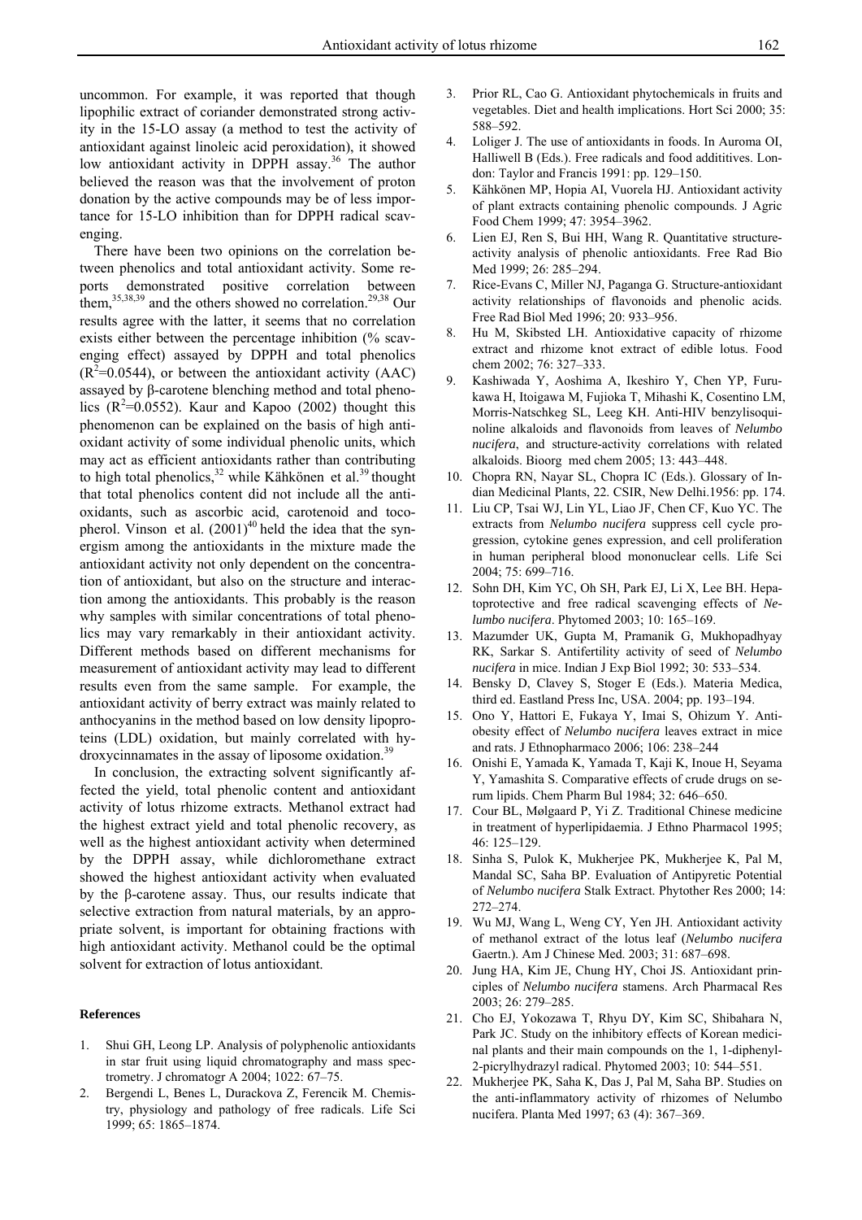uncommon. For example, it was reported that though lipophilic extract of coriander demonstrated strong activity in the 15-LO assay (a method to test the activity of antioxidant against linoleic acid peroxidation), it showed low antioxidant activity in DPPH assay.[36] The author believed the reason was that the involvement of proton donation by the active compounds may be of less importance for 15-LO inhibition than for DPPH radical scavenging.

There have been two opinions on the correlation between phenolics and total antioxidant activity. Some reports demonstrated positive correlation between them,[35,38,39] and the others showed no correlation.[29,38] Our results agree with the latter, it seems that no correlation exists either between the percentage inhibition (% scavenging effect) assayed by DPPH and total phenolics ($R^2$=0.0544), or between the antioxidant activity (AAC) assayed by β-carotene blenching method and total phenolics ($R^2$=0.0552). Kaur and Kapoo (2002) thought this phenomenon can be explained on the basis of high antioxidant activity of some individual phenolic units, which may act as efficient antioxidants rather than contributing to high total phenolics,[32] while Kähkönen et al.[39] thought that total phenolics content did not include all the antioxidants, such as ascorbic acid, carotenoid and tocopherol. Vinson et al. (2001)[40] held the idea that the synergism among the antioxidants in the mixture made the antioxidant activity not only dependent on the concentration of antioxidant, but also on the structure and interaction among the antioxidants. This probably is the reason why samples with similar concentrations of total phenolics may vary remarkably in their antioxidant activity. Different methods based on different mechanisms for measurement of antioxidant activity may lead to different results even from the same sample. For example, the antioxidant activity of berry extract was mainly related to anthocyanins in the method based on low density lipoproteins (LDL) oxidation, but mainly correlated with hydroxycinnamates in the assay of liposome oxidation.[39]

In conclusion, the extracting solvent significantly affected the yield, total phenolic content and antioxidant activity of lotus rhizome extracts. Methanol extract had the highest extract yield and total phenolic recovery, as well as the highest antioxidant activity when determined by the DPPH assay, while dichloromethane extract showed the highest antioxidant activity when evaluated by the β-carotene assay. Thus, our results indicate that selective extraction from natural materials, by an appropriate solvent, is important for obtaining fractions with high antioxidant activity. Methanol could be the optimal solvent for extraction of lotus antioxidant.

#### References

1. Shui GH, Leong LP. Analysis of polyphenolic antioxidants in star fruit using liquid chromatography and mass spectrometry. J chromatogr A 2004; 1022: 67–75.
2. Bergendi L, Benes L, Durackova Z, Ferencik M. Chemistry, physiology and pathology of free radicals. Life Sci 1999; 65: 1865–1874.
3. Prior RL, Cao G. Antioxidant phytochemicals in fruits and vegetables. Diet and health implications. Hort Sci 2000; 35: 588–592.
4. Loliger J. The use of antioxidants in foods. In Auroma OI, Halliwell B (Eds.). Free radicals and food addititives. London: Taylor and Francis 1991: pp. 129–150.
5. Kähkönen MP, Hopia AI, Vuorela HJ. Antioxidant activity of plant extracts containing phenolic compounds. J Agric Food Chem 1999; 47: 3954–3962.
6. Lien EJ, Ren S, Bui HH, Wang R. Quantitative structure-activity analysis of phenolic antioxidants. Free Rad Bio Med 1999; 26: 285–294.
7. Rice-Evans C, Miller NJ, Paganga G. Structure-antioxidant activity relationships of flavonoids and phenolic acids. Free Rad Biol Med 1996; 20: 933–956.
8. Hu M, Skibsted LH. Antioxidative capacity of rhizome extract and rhizome knot extract of edible lotus. Food chem 2002; 76: 327–333.
9. Kashiwada Y, Aoshima A, Ikeshiro Y, Chen YP, Furukawa H, Itoigawa M, Fujioka T, Mihashi K, Cosentino LM, Morris-Natschkeg SL, Leeg KH. Anti-HIV benzylisoquinoline alkaloids and flavonoids from leaves of *Nelumbo nucifera*, and structure-activity correlations with related alkaloids. Bioorg med chem 2005; 13: 443–448.
10. Chopra RN, Nayar SL, Chopra IC (Eds.). Glossary of Indian Medicinal Plants, 22. CSIR, New Delhi.1956: pp. 174.
11. Liu CP, Tsai WJ, Lin YL, Liao JF, Chen CF, Kuo YC. The extracts from *Nelumbo nucifera* suppress cell cycle progression, cytokine genes expression, and cell proliferation in human peripheral blood mononuclear cells. Life Sci 2004; 75: 699–716.
12. Sohn DH, Kim YC, Oh SH, Park EJ, Li X, Lee BH. Hepatoprotective and free radical scavenging effects of *Nelumbo nucifera*. Phytomed 2003; 10: 165–169.
13. Mazumder UK, Gupta M, Pramanik G, Mukhopadhyay RK, Sarkar S. Antifertility activity of seed of *Nelumbo nucifera* in mice. Indian J Exp Biol 1992; 30: 533–534.
14. Bensky D, Clavey S, Stoger E (Eds.). Materia Medica, third ed. Eastland Press Inc, USA. 2004; pp. 193–194.
15. Ono Y, Hattori E, Fukaya Y, Imai S, Ohizum Y. Anti-obesity effect of *Nelumbo nucifera* leaves extract in mice and rats. J Ethnopharmaco 2006; 106: 238–244
16. Onishi E, Yamada K, Yamada T, Kaji K, Inoue H, Seyama Y, Yamashita S. Comparative effects of crude drugs on serum lipids. Chem Pharm Bul 1984; 32: 646–650.
17. Cour BL, Mølgaard P, Yi Z. Traditional Chinese medicine in treatment of hyperlipidaemia. J Ethno Pharmacol 1995; 46: 125–129.
18. Sinha S, Pulok K, Mukherjee PK, Mukherjee K, Pal M, Mandal SC, Saha BP. Evaluation of Antipyretic Potential of *Nelumbo nucifera* Stalk Extract. Phytother Res 2000; 14: 272–274.
19. Wu MJ, Wang L, Weng CY, Yen JH. Antioxidant activity of methanol extract of the lotus leaf (*Nelumbo nucifera* Gaertn.). Am J Chinese Med. 2003; 31: 687–698.
20. Jung HA, Kim JE, Chung HY, Choi JS. Antioxidant principles of *Nelumbo nucifera* stamens. Arch Pharmacal Res 2003; 26: 279–285.
21. Cho EJ, Yokozawa T, Rhyu DY, Kim SC, Shibahara N, Park JC. Study on the inhibitory effects of Korean medicinal plants and their main compounds on the 1, 1-diphenyl-2-picrylhydrazyl radical. Phytomed 2003; 10: 544–551.
22. Mukherjee PK, Saha K, Das J, Pal M, Saha BP. Studies on the anti-inflammatory activity of rhizomes of Nelumbo nucifera. Planta Med 1997; 63 (4): 367–369.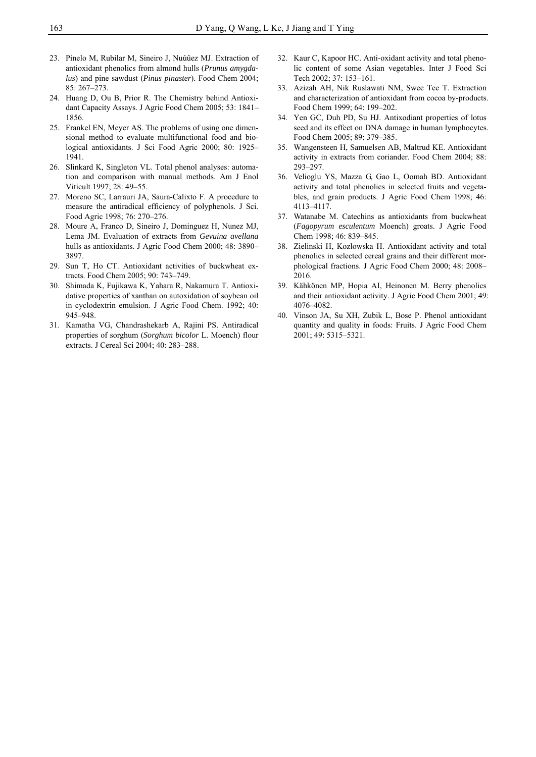23. Pinelo M, Rubilar M, Sineiro J, Nuúûez MJ. Extraction of antioxidant phenolics from almond hulls (*Prunus amygdalus*) and pine sawdust (*Pinus pinaster*). Food Chem 2004; 85: 267–273.
24. Huang D, Ou B, Prior R. The Chemistry behind Antioxidant Capacity Assays. J Agric Food Chem 2005; 53: 1841–1856.
25. Frankel EN, Meyer AS. The problems of using one dimensional method to evaluate multifunctional food and biological antioxidants. J Sci Food Agric 2000; 80: 1925–1941.
26. Slinkard K, Singleton VL. Total phenol analyses: automation and comparison with manual methods. Am J Enol Viticult 1997; 28: 49–55.
27. Moreno SC, Larrauri JA, Saura-Calixto F. A procedure to measure the antiradical efficiency of polyphenols. J Sci. Food Agric 1998; 76: 270–276.
28. Moure A, Franco D, Sineiro J, Dominguez H, Nunez MJ, Lema JM. Evaluation of extracts from *Gevuina avellana* hulls as antioxidants. J Agric Food Chem 2000; 48: 3890–3897.
29. Sun T, Ho CT. Antioxidant activities of buckwheat extracts. Food Chem 2005; 90: 743–749.
30. Shimada K, Fujikawa K, Yahara R, Nakamura T. Antioxidative properties of xanthan on autoxidation of soybean oil in cyclodextrin emulsion. J Agric Food Chem. 1992; 40: 945–948.
31. Kamatha VG, Chandrashekarb A, Rajini PS. Antiradical properties of sorghum (*Sorghum bicolor* L. Moench) flour extracts. J Cereal Sci 2004; 40: 283–288.
32. Kaur C, Kapoor HC. Anti-oxidant activity and total phenolic content of some Asian vegetables. Inter J Food Sci Tech 2002; 37: 153–161.
33. Azizah AH, Nik Ruslawati NM, Swee Tee T. Extraction and characterization of antioxidant from cocoa by-products. Food Chem 1999; 64: 199–202.
34. Yen GC, Duh PD, Su HJ. Antixodiant properties of lotus seed and its effect on DNA damage in human lymphocytes. Food Chem 2005; 89: 379–385.
35. Wangensteen H, Samuelsen AB, Maltrud KE. Antioxidant activity in extracts from coriander. Food Chem 2004; 88: 293–297.
36. Velioglu YS, Mazza G, Gao L, Oomah BD. Antioxidant activity and total phenolics in selected fruits and vegetables, and grain products. J Agric Food Chem 1998; 46: 4113–4117.
37. Watanabe M. Catechins as antioxidants from buckwheat (*Fagopyrum esculentum* Moench) groats. J Agric Food Chem 1998; 46: 839–845.
38. Zielinski H, Kozlowska H. Antioxidant activity and total phenolics in selected cereal grains and their different morphological fractions. J Agric Food Chem 2000; 48: 2008–2016.
39. Kähkönen MP, Hopia AI, Heinonen M. Berry phenolics and their antioxidant activity. J Agric Food Chem 2001; 49: 4076–4082.
40. Vinson JA, Su XH, Zubik L, Bose P. Phenol antioxidant quantity and quality in foods: Fruits. J Agric Food Chem 2001; 49: 5315–5321.